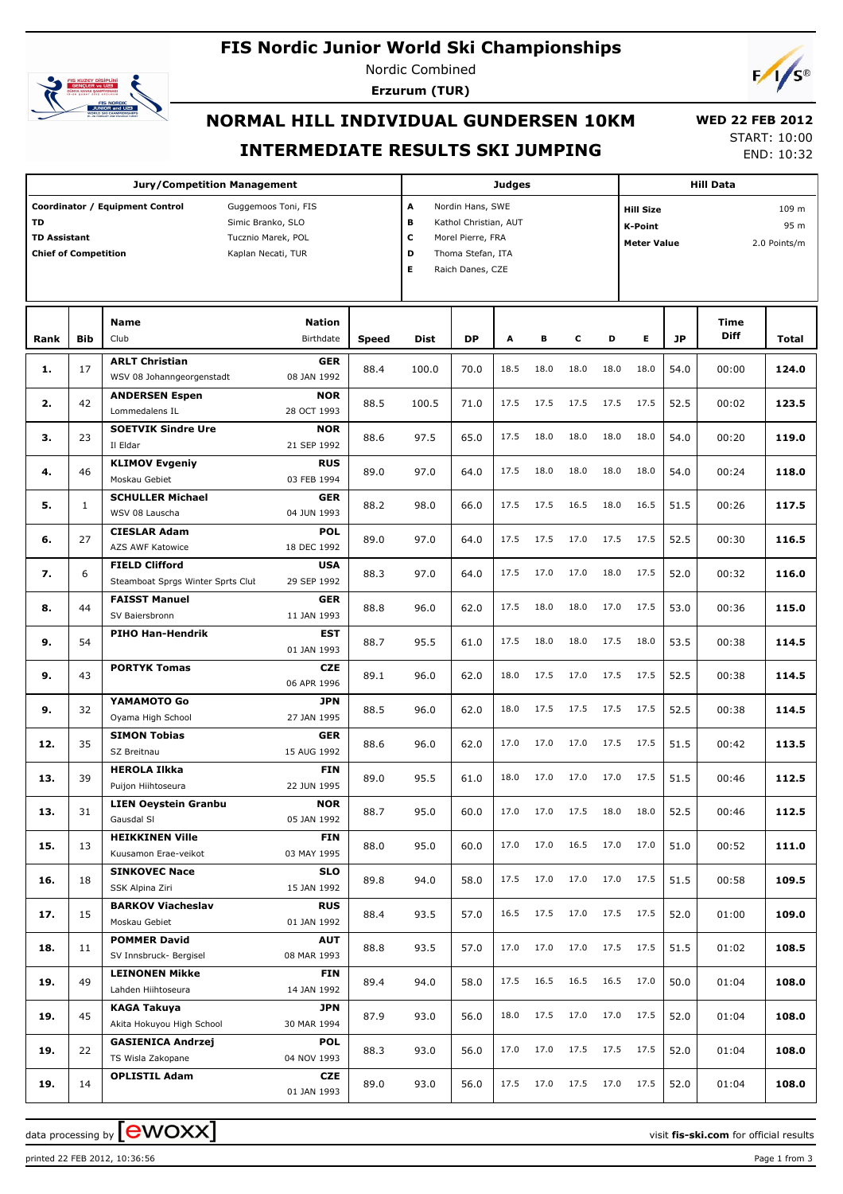# FIS Nordic Junior World Ski Championships

Nordic Combined

**Erzurum (TUR)**

## NORMAL HILL INDIVIDUAL GUNDERSEN 10KM

## INTERMEDIATE RESULTS SKI JUMPING

**WED 22 FEB 2012**

START: 10:00

END: 10:32

| Jury/Competition Management | | Judges | | Hill Data | |
|---|---|---|---|---|---|
| Coordinator / Equipment Control | Guggemoos Toni, FIS | A | Nordin Hans, SWE | Hill Size | 109 m |
| TD | Simic Branko, SLO | B | Kathol Christian, AUT | K-Point | 95 m |
| TD Assistant | Tucznio Marek, POL | C | Morel Pierre, FRA | Meter Value | 2.0 Points/m |
| Chief of Competition | Kaplan Necati, TUR | D | Thoma Stefan, ITA | | |
| | | E | Raich Danes, CZE | | |

| Rank | Bib | Name / Club | Nation / Birthdate | Speed | Dist | DP | A | B | C | D | E | JP | Time Diff | Total |
|---|---|---|---|---|---|---|---|---|---|---|---|---|---|---|
| 1. | 17 | **ARLT Christian**<br>WSV 08 Johanngeorgenstadt | **GER**<br>08 JAN 1992 | 88.4 | 100.0 | 70.0 | 18.5 | 18.0 | 18.0 | 18.0 | 18.0 | 54.0 | 00:00 | **124.0** |
| 2. | 42 | **ANDERSEN Espen**<br>Lommedalens IL | **NOR**<br>28 OCT 1993 | 88.5 | 100.5 | 71.0 | 17.5 | 17.5 | 17.5 | 17.5 | 17.5 | 52.5 | 00:02 | **123.5** |
| 3. | 23 | **SOETVIK Sindre Ure**<br>Il Eldar | **NOR**<br>21 SEP 1992 | 88.6 | 97.5 | 65.0 | 17.5 | 18.0 | 18.0 | 18.0 | 18.0 | 54.0 | 00:20 | **119.0** |
| 4. | 46 | **KLIMOV Evgeniy**<br>Moskau Gebiet | **RUS**<br>03 FEB 1994 | 89.0 | 97.0 | 64.0 | 17.5 | 18.0 | 18.0 | 18.0 | 18.0 | 54.0 | 00:24 | **118.0** |
| 5. | 1 | **SCHULLER Michael**<br>WSV 08 Lauscha | **GER**<br>04 JUN 1993 | 88.2 | 98.0 | 66.0 | 17.5 | 17.5 | 16.5 | 18.0 | 16.5 | 51.5 | 00:26 | **117.5** |
| 6. | 27 | **CIESLAR Adam**<br>AZS AWF Katowice | **POL**<br>18 DEC 1992 | 89.0 | 97.0 | 64.0 | 17.5 | 17.5 | 17.0 | 17.5 | 17.5 | 52.5 | 00:30 | **116.5** |
| 7. | 6 | **FIELD Clifford**<br>Steamboat Sprgs Winter Sprts Clut | **USA**<br>29 SEP 1992 | 88.3 | 97.0 | 64.0 | 17.5 | 17.0 | 17.0 | 18.0 | 17.5 | 52.0 | 00:32 | **116.0** |
| 8. | 44 | **FAISST Manuel**<br>SV Baiersbronn | **GER**<br>11 JAN 1993 | 88.8 | 96.0 | 62.0 | 17.5 | 18.0 | 18.0 | 17.0 | 17.5 | 53.0 | 00:36 | **115.0** |
| 9. | 54 | **PIHO Han-Hendrik** | **EST**<br>01 JAN 1993 | 88.7 | 95.5 | 61.0 | 17.5 | 18.0 | 18.0 | 17.5 | 18.0 | 53.5 | 00:38 | **114.5** |
| 9. | 43 | **PORTYK Tomas** | **CZE**<br>06 APR 1996 | 89.1 | 96.0 | 62.0 | 18.0 | 17.5 | 17.0 | 17.5 | 17.5 | 52.5 | 00:38 | **114.5** |
| 9. | 32 | **YAMAMOTO Go**<br>Oyama High School | **JPN**<br>27 JAN 1995 | 88.5 | 96.0 | 62.0 | 18.0 | 17.5 | 17.5 | 17.5 | 17.5 | 52.5 | 00:38 | **114.5** |
| 12. | 35 | **SIMON Tobias**<br>SZ Breitnau | **GER**<br>15 AUG 1992 | 88.6 | 96.0 | 62.0 | 17.0 | 17.0 | 17.0 | 17.5 | 17.5 | 51.5 | 00:42 | **113.5** |
| 13. | 39 | **HEROLA Ilkka**<br>Puijon Hiihtoseura | **FIN**<br>22 JUN 1995 | 89.0 | 95.5 | 61.0 | 18.0 | 17.0 | 17.0 | 17.0 | 17.5 | 51.5 | 00:46 | **112.5** |
| 13. | 31 | **LIEN Oeystein Granbu**<br>Gausdal SI | **NOR**<br>05 JAN 1992 | 88.7 | 95.0 | 60.0 | 17.0 | 17.0 | 17.5 | 18.0 | 18.0 | 52.5 | 00:46 | **112.5** |
| 15. | 13 | **HEIKKINEN Ville**<br>Kuusamon Erae-veikot | **FIN**<br>03 MAY 1995 | 88.0 | 95.0 | 60.0 | 17.0 | 17.0 | 16.5 | 17.0 | 17.0 | 51.0 | 00:52 | **111.0** |
| 16. | 18 | **SINKOVEC Nace**<br>SSK Alpina Ziri | **SLO**<br>15 JAN 1992 | 89.8 | 94.0 | 58.0 | 17.5 | 17.0 | 17.0 | 17.0 | 17.5 | 51.5 | 00:58 | **109.5** |
| 17. | 15 | **BARKOV Viacheslav**<br>Moskau Gebiet | **RUS**<br>01 JAN 1992 | 88.4 | 93.5 | 57.0 | 16.5 | 17.5 | 17.0 | 17.5 | 17.5 | 52.0 | 01:00 | **109.0** |
| 18. | 11 | **POMMER David**<br>SV Innsbruck- Bergisel | **AUT**<br>08 MAR 1993 | 88.8 | 93.5 | 57.0 | 17.0 | 17.0 | 17.0 | 17.5 | 17.5 | 51.5 | 01:02 | **108.5** |
| 19. | 49 | **LEINONEN Mikke**<br>Lahden Hiihtoseura | **FIN**<br>14 JAN 1992 | 89.4 | 94.0 | 58.0 | 17.5 | 16.5 | 16.5 | 16.5 | 17.0 | 50.0 | 01:04 | **108.0** |
| 19. | 45 | **KAGA Takuya**<br>Akita Hokuyou High School | **JPN**<br>30 MAR 1994 | 87.9 | 93.0 | 56.0 | 18.0 | 17.5 | 17.0 | 17.0 | 17.5 | 52.0 | 01:04 | **108.0** |
| 19. | 22 | **GASIENICA Andrzej**<br>TS Wisla Zakopane | **POL**<br>04 NOV 1993 | 88.3 | 93.0 | 56.0 | 17.0 | 17.0 | 17.5 | 17.5 | 17.5 | 52.0 | 01:04 | **108.0** |
| 19. | 14 | **OPLISTIL Adam** | **CZE**<br>01 JAN 1993 | 89.0 | 93.0 | 56.0 | 17.5 | 17.0 | 17.5 | 17.0 | 17.5 | 52.0 | 01:04 | **108.0** |

data processing by EWOXX — visit **fis-ski.com** for official results

printed 22 FEB 2012, 10:36:56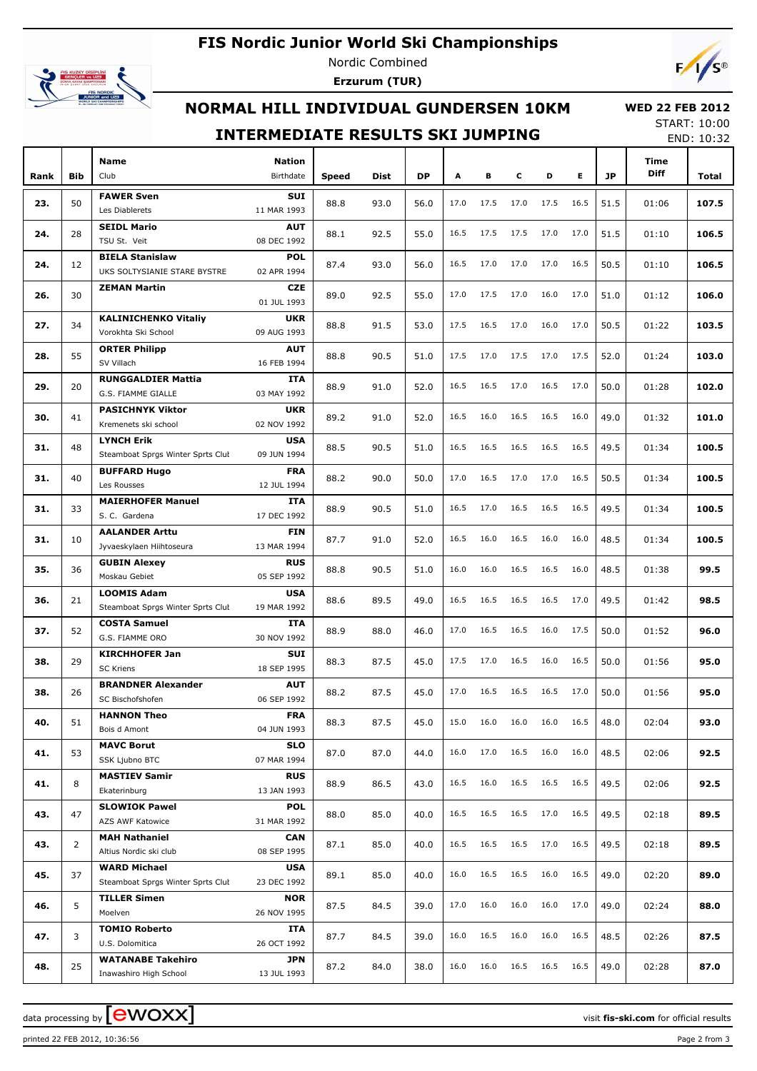# FIS Nordic Junior World Ski Championships

Nordic Combined

**Erzurum (TUR)**

## NORMAL HILL INDIVIDUAL GUNDERSEN 10KM

**WED 22 FEB 2012**

START: 10:00

END: 10:32

## INTERMEDIATE RESULTS SKI JUMPING

| Rank | Bib | Name / Club | Nation / Birthdate | Speed | Dist | DP | A | B | C | D | E | JP | Time Diff | Total |
|---|---|---|---|---|---|---|---|---|---|---|---|---|---|---|
| 23. | 50 | **FAWER Sven**<br>Les Diablerets | **SUI**<br>11 MAR 1993 | 88.8 | 93.0 | 56.0 | 17.0 | 17.5 | 17.0 | 17.5 | 16.5 | 51.5 | 01:06 | **107.5** |
| 24. | 28 | **SEIDL Mario**<br>TSU St. Veit | **AUT**<br>08 DEC 1992 | 88.1 | 92.5 | 55.0 | 16.5 | 17.5 | 17.5 | 17.0 | 17.0 | 51.5 | 01:10 | **106.5** |
| 24. | 12 | **BIELA Stanislaw**<br>UKS SOLTYSIANIE STARE BYSTRE | **POL**<br>02 APR 1994 | 87.4 | 93.0 | 56.0 | 16.5 | 17.0 | 17.0 | 17.0 | 16.5 | 50.5 | 01:10 | **106.5** |
| 26. | 30 | **ZEMAN Martin** | **CZE**<br>01 JUL 1993 | 89.0 | 92.5 | 55.0 | 17.0 | 17.5 | 17.0 | 16.0 | 17.0 | 51.0 | 01:12 | **106.0** |
| 27. | 34 | **KALINICHENKO Vitaliy**<br>Vorokhta Ski School | **UKR**<br>09 AUG 1993 | 88.8 | 91.5 | 53.0 | 17.5 | 16.5 | 17.0 | 16.0 | 17.0 | 50.5 | 01:22 | **103.5** |
| 28. | 55 | **ORTER Philipp**<br>SV Villach | **AUT**<br>16 FEB 1994 | 88.8 | 90.5 | 51.0 | 17.5 | 17.0 | 17.5 | 17.0 | 17.5 | 52.0 | 01:24 | **103.0** |
| 29. | 20 | **RUNGGALDIER Mattia**<br>G.S. FIAMME GIALLE | **ITA**<br>03 MAY 1992 | 88.9 | 91.0 | 52.0 | 16.5 | 16.5 | 17.0 | 16.5 | 17.0 | 50.0 | 01:28 | **102.0** |
| 30. | 41 | **PASICHNYK Viktor**<br>Kremenets ski school | **UKR**<br>02 NOV 1992 | 89.2 | 91.0 | 52.0 | 16.5 | 16.0 | 16.5 | 16.5 | 16.0 | 49.0 | 01:32 | **101.0** |
| 31. | 48 | **LYNCH Erik**<br>Steamboat Sprgs Winter Sprts Clut | **USA**<br>09 JUN 1994 | 88.5 | 90.5 | 51.0 | 16.5 | 16.5 | 16.5 | 16.5 | 16.5 | 49.5 | 01:34 | **100.5** |
| 31. | 40 | **BUFFARD Hugo**<br>Les Rousses | **FRA**<br>12 JUL 1994 | 88.2 | 90.0 | 50.0 | 17.0 | 16.5 | 17.0 | 17.0 | 16.5 | 50.5 | 01:34 | **100.5** |
| 31. | 33 | **MAIERHOFER Manuel**<br>S. C. Gardena | **ITA**<br>17 DEC 1992 | 88.9 | 90.5 | 51.0 | 16.5 | 17.0 | 16.5 | 16.5 | 16.5 | 49.5 | 01:34 | **100.5** |
| 31. | 10 | **AALANDER Arttu**<br>Jyvaeskylaen Hiihtoseura | **FIN**<br>13 MAR 1994 | 87.7 | 91.0 | 52.0 | 16.5 | 16.0 | 16.5 | 16.0 | 16.0 | 48.5 | 01:34 | **100.5** |
| 35. | 36 | **GUBIN Alexey**<br>Moskau Gebiet | **RUS**<br>05 SEP 1992 | 88.8 | 90.5 | 51.0 | 16.0 | 16.0 | 16.5 | 16.5 | 16.0 | 48.5 | 01:38 | **99.5** |
| 36. | 21 | **LOOMIS Adam**<br>Steamboat Sprgs Winter Sprts Clut | **USA**<br>19 MAR 1992 | 88.6 | 89.5 | 49.0 | 16.5 | 16.5 | 16.5 | 16.5 | 17.0 | 49.5 | 01:42 | **98.5** |
| 37. | 52 | **COSTA Samuel**<br>G.S. FIAMME ORO | **ITA**<br>30 NOV 1992 | 88.9 | 88.0 | 46.0 | 17.0 | 16.5 | 16.5 | 16.0 | 17.5 | 50.0 | 01:52 | **96.0** |
| 38. | 29 | **KIRCHHOFER Jan**<br>SC Kriens | **SUI**<br>18 SEP 1995 | 88.3 | 87.5 | 45.0 | 17.5 | 17.0 | 16.5 | 16.0 | 16.5 | 50.0 | 01:56 | **95.0** |
| 38. | 26 | **BRANDNER Alexander**<br>SC Bischofshofen | **AUT**<br>06 SEP 1992 | 88.2 | 87.5 | 45.0 | 17.0 | 16.5 | 16.5 | 16.5 | 17.0 | 50.0 | 01:56 | **95.0** |
| 40. | 51 | **HANNON Theo**<br>Bois d Amont | **FRA**<br>04 JUN 1993 | 88.3 | 87.5 | 45.0 | 15.0 | 16.0 | 16.0 | 16.0 | 16.5 | 48.0 | 02:04 | **93.0** |
| 41. | 53 | **MAVC Borut**<br>SSK Ljubno BTC | **SLO**<br>07 MAR 1994 | 87.0 | 87.0 | 44.0 | 16.0 | 17.0 | 16.5 | 16.0 | 16.0 | 48.5 | 02:06 | **92.5** |
| 41. | 8 | **MASTIEV Samir**<br>Ekaterinburg | **RUS**<br>13 JAN 1993 | 88.9 | 86.5 | 43.0 | 16.5 | 16.0 | 16.5 | 16.5 | 16.5 | 49.5 | 02:06 | **92.5** |
| 43. | 47 | **SLOWIOK Pawel**<br>AZS AWF Katowice | **POL**<br>31 MAR 1992 | 88.0 | 85.0 | 40.0 | 16.5 | 16.5 | 16.5 | 17.0 | 16.5 | 49.5 | 02:18 | **89.5** |
| 43. | 2 | **MAH Nathaniel**<br>Altius Nordic ski club | **CAN**<br>08 SEP 1995 | 87.1 | 85.0 | 40.0 | 16.5 | 16.5 | 16.5 | 17.0 | 16.5 | 49.5 | 02:18 | **89.5** |
| 45. | 37 | **WARD Michael**<br>Steamboat Sprgs Winter Sprts Clut | **USA**<br>23 DEC 1992 | 89.1 | 85.0 | 40.0 | 16.0 | 16.5 | 16.5 | 16.0 | 16.5 | 49.0 | 02:20 | **89.0** |
| 46. | 5 | **TILLER Simen**<br>Moelven | **NOR**<br>26 NOV 1995 | 87.5 | 84.5 | 39.0 | 17.0 | 16.0 | 16.0 | 16.0 | 17.0 | 49.0 | 02:24 | **88.0** |
| 47. | 3 | **TOMIO Roberto**<br>U.S. Dolomitica | **ITA**<br>26 OCT 1992 | 87.7 | 84.5 | 39.0 | 16.0 | 16.5 | 16.0 | 16.0 | 16.5 | 48.5 | 02:26 | **87.5** |
| 48. | 25 | **WATANABE Takehiro**<br>Inawashiro High School | **JPN**<br>13 JUL 1993 | 87.2 | 84.0 | 38.0 | 16.0 | 16.0 | 16.5 | 16.5 | 16.5 | 49.0 | 02:28 | **87.0** |

data processing by ewoxx — visit **fis-ski.com** for official results

printed 22 FEB 2012, 10:36:56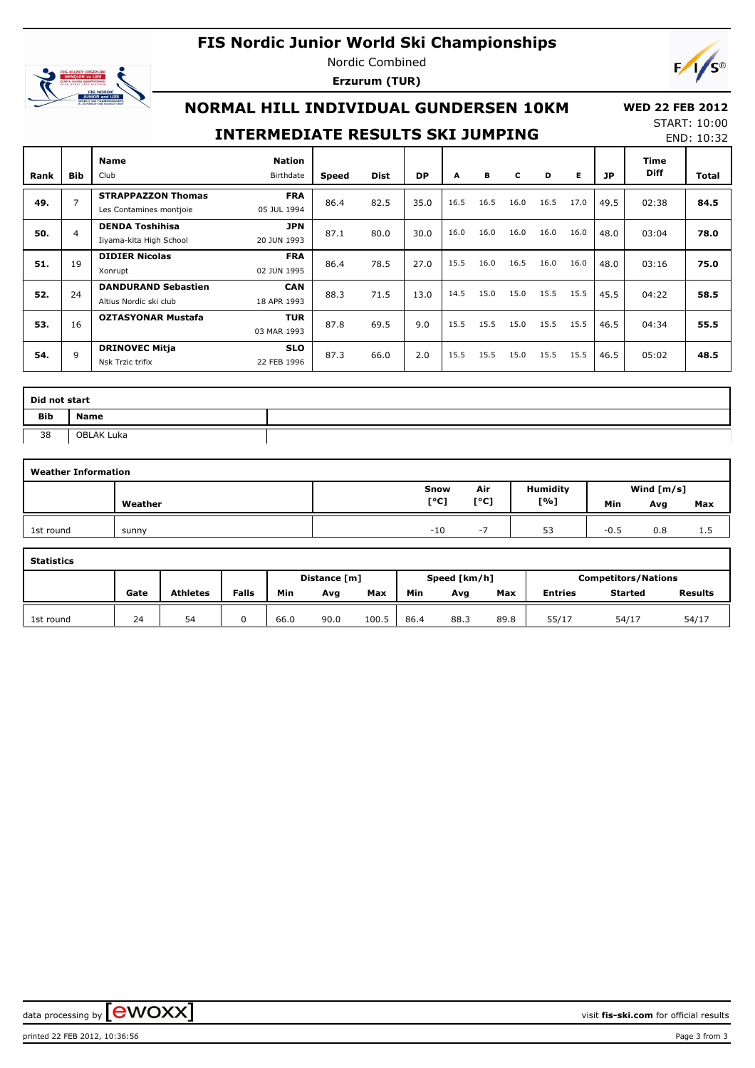# FIS Nordic Junior World Ski Championships

Nordic Combined

**Erzurum (TUR)**

## NORMAL HILL INDIVIDUAL GUNDERSEN 10KM

## INTERMEDIATE RESULTS SKI JUMPING

**WED 22 FEB 2012**

START: 10:00

END: 10:32

| Rank | Bib | Name / Club | Nation / Birthdate | Speed | Dist | DP | A | B | C | D | E | JP | Time Diff | Total |
|---|---|---|---|---|---|---|---|---|---|---|---|---|---|---|
| 49. | 7 | **STRAPPAZZON Thomas** Les Contamines montjoie | **FRA** 05 JUL 1994 | 86.4 | 82.5 | 35.0 | 16.5 | 16.5 | 16.0 | 16.5 | 17.0 | 49.5 | 02:38 | **84.5** |
| 50. | 4 | **DENDA Toshihisa** Iiyama-kita High School | **JPN** 20 JUN 1993 | 87.1 | 80.0 | 30.0 | 16.0 | 16.0 | 16.0 | 16.0 | 16.0 | 48.0 | 03:04 | **78.0** |
| 51. | 19 | **DIDIER Nicolas** Xonrupt | **FRA** 02 JUN 1995 | 86.4 | 78.5 | 27.0 | 15.5 | 16.0 | 16.5 | 16.0 | 16.0 | 48.0 | 03:16 | **75.0** |
| 52. | 24 | **DANDURAND Sebastien** Altius Nordic ski club | **CAN** 18 APR 1993 | 88.3 | 71.5 | 13.0 | 14.5 | 15.0 | 15.0 | 15.5 | 15.5 | 45.5 | 04:22 | **58.5** |
| 53. | 16 | **OZTASYONAR Mustafa** | **TUR** 03 MAR 1993 | 87.8 | 69.5 | 9.0 | 15.5 | 15.5 | 15.0 | 15.5 | 15.5 | 46.5 | 04:34 | **55.5** |
| 54. | 9 | **DRINOVEC Mitja** Nsk Trzic trifix | **SLO** 22 FEB 1996 | 87.3 | 66.0 | 2.0 | 15.5 | 15.5 | 15.0 | 15.5 | 15.5 | 46.5 | 05:02 | **48.5** |

**Did not start**

| Bib | Name |
|---|---|
| 38 | OBLAK Luka |

**Weather Information**

| | Weather | Snow [°C] | Air [°C] | Humidity [%] | Wind [m/s] Min | Avg | Max |
|---|---|---|---|---|---|---|---|
| 1st round | sunny | -10 | -7 | 53 | -0.5 | 0.8 | 1.5 |

**Statistics**

| | Gate | Athletes | Falls | Distance [m] Min | Avg | Max | Speed [km/h] Min | Avg | Max | Competitors/Nations Entries | Started | Results |
|---|---|---|---|---|---|---|---|---|---|---|---|---|
| 1st round | 24 | 54 | 0 | 66.0 | 90.0 | 100.5 | 86.4 | 88.3 | 89.8 | 55/17 | 54/17 | 54/17 |

data processing by ewoxx — visit fis-ski.com for official results

printed 22 FEB 2012, 10:36:56